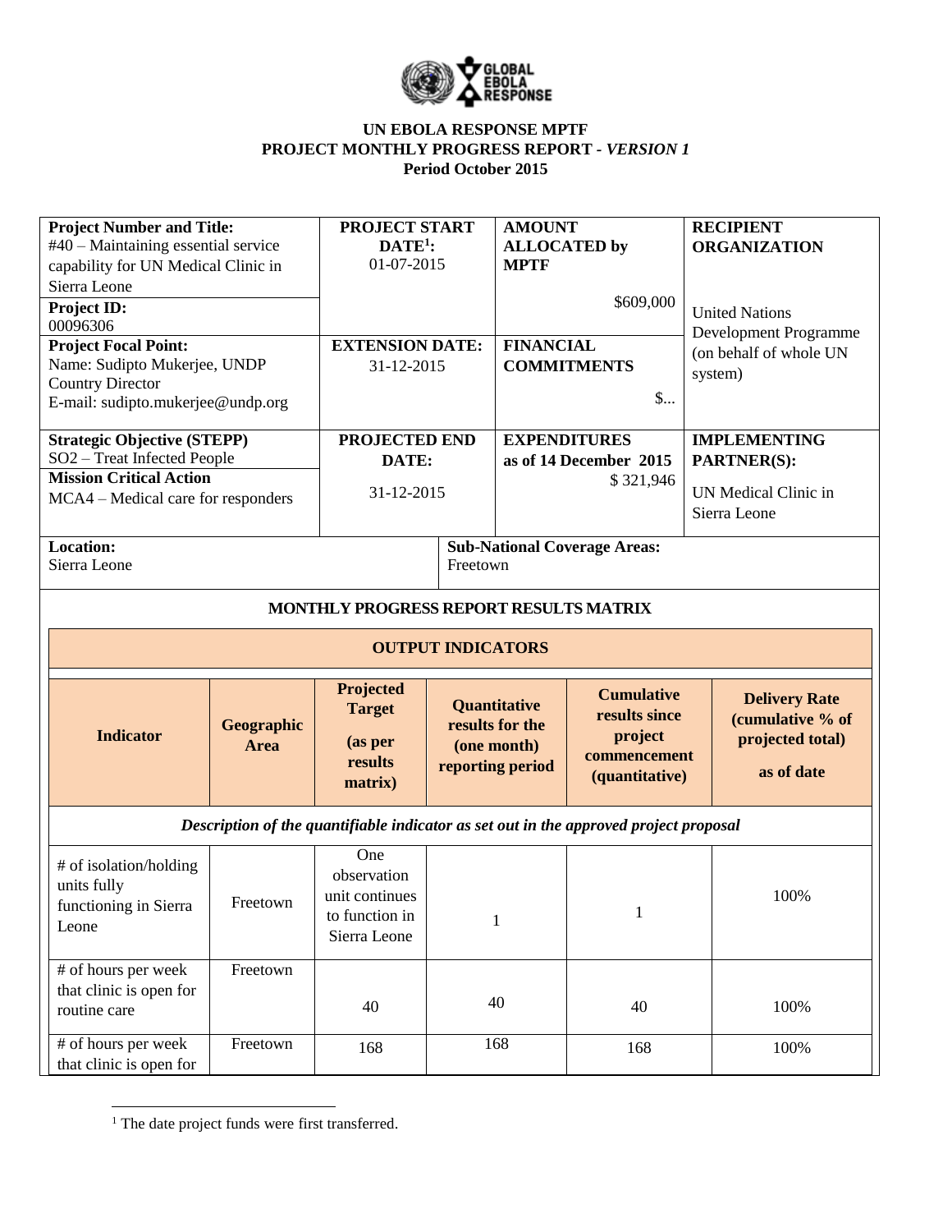**UN EBOLA RESPONSE MPTF**
**PROJECT MONTHLY PROGRESS REPORT - *VERSION 1***
**Period October 2015**

| **Project Number and Title:** #40 – Maintaining essential service capability for UN Medical Clinic in Sierra Leone | **PROJECT START DATE[1]:** 01-07-2015 | **AMOUNT ALLOCATED by MPTF** $609,000 | **RECIPIENT ORGANIZATION** United Nations Development Programme (on behalf of whole UN system) |
|---|---|---|---|
| **Project ID:** 00096306 | | | |
| **Project Focal Point:** Name: Sudipto Mukerjee, UNDP Country Director E-mail: sudipto.mukerjee@undp.org | **EXTENSION DATE:** 31-12-2015 | **FINANCIAL COMMITMENTS** $... | |
| **Strategic Objective (STEPP)** SO2 – Treat Infected People | **PROJECTED END DATE:** 31-12-2015 | **EXPENDITURES as of 14 December 2015** $ 321,946 | **IMPLEMENTING PARTNER(S):** UN Medical Clinic in Sierra Leone |
| **Mission Critical Action** MCA4 – Medical care for responders | | | |
| **Location:** Sierra Leone | **Sub-National Coverage Areas:** Freetown | | |

**MONTHLY PROGRESS REPORT RESULTS MATRIX**

**OUTPUT INDICATORS**

| Indicator | Geographic Area | Projected Target (as per results matrix) | Quantitative results for the (one month) reporting period | Cumulative results since project commencement (quantitative) | Delivery Rate (cumulative % of projected total) as of date |
|---|---|---|---|---|---|
| ***Description of the quantifiable indicator as set out in the approved project proposal*** | | | | | |
| # of isolation/holding units fully functioning in Sierra Leone | Freetown | One observation unit continues to function in Sierra Leone | 1 | 1 | 100% |
| # of hours per week that clinic is open for routine care | Freetown | 40 | 40 | 40 | 100% |
| # of hours per week that clinic is open for | Freetown | 168 | 168 | 168 | 100% |

[1] The date project funds were first transferred.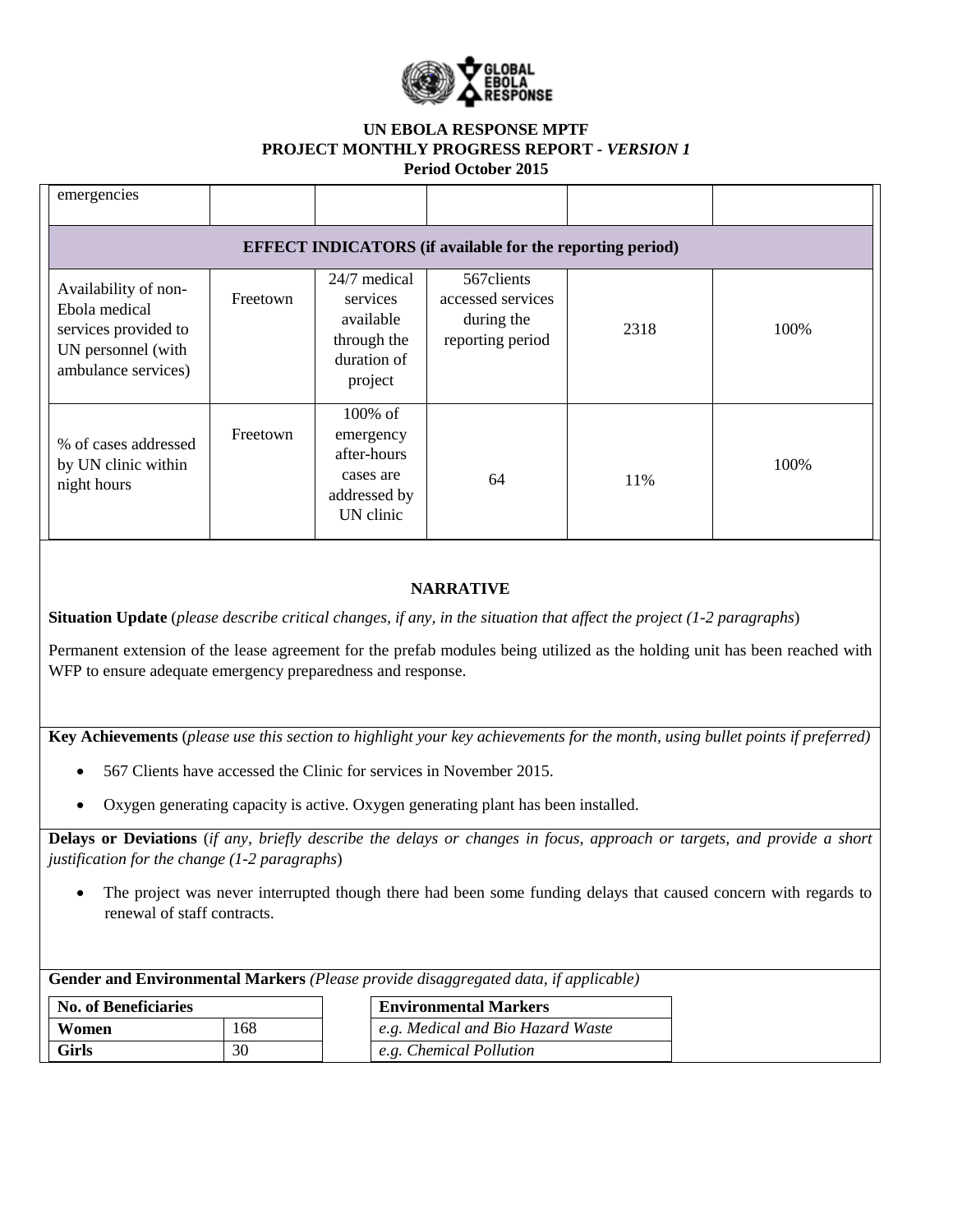**UN EBOLA RESPONSE MPTF**
**PROJECT MONTHLY PROGRESS REPORT -** ***VERSION 1***
**Period October 2015**

| | | | | | |
|---|---|---|---|---|---|
| emergencies | | | | | |
| **EFFECT INDICATORS (if available for the reporting period)** | | | | | |
| Availability of non-Ebola medical services provided to UN personnel (with ambulance services) | Freetown | 24/7 medical services available through the duration of project | 567clients accessed services during the reporting period | 2318 | 100% |
| % of cases addressed by UN clinic within night hours | Freetown | 100% of emergency after-hours cases are addressed by UN clinic | 64 | 11% | 100% |

## NARRATIVE

**Situation Update** (*please describe critical changes, if any, in the situation that affect the project (1-2 paragraphs*)

Permanent extension of the lease agreement for the prefab modules being utilized as the holding unit has been reached with WFP to ensure adequate emergency preparedness and response.

**Key Achievements** (*please use this section to highlight your key achievements for the month, using bullet points if preferred)*

- 567 Clients have accessed the Clinic for services in November 2015.
- Oxygen generating capacity is active. Oxygen generating plant has been installed.

**Delays or Deviations** (*if any, briefly describe the delays or changes in focus, approach or targets, and provide a short justification for the change (1-2 paragraphs*)

- The project was never interrupted though there had been some funding delays that caused concern with regards to renewal of staff contracts.

**Gender and Environmental Markers** *(Please provide disaggregated data, if applicable)*

| No. of Beneficiaries | |
|---|---|
| **Women** | 168 |
| **Girls** | 30 |

| Environmental Markers |
|---|
| *e.g. Medical and Bio Hazard Waste* |
| *e.g. Chemical Pollution* |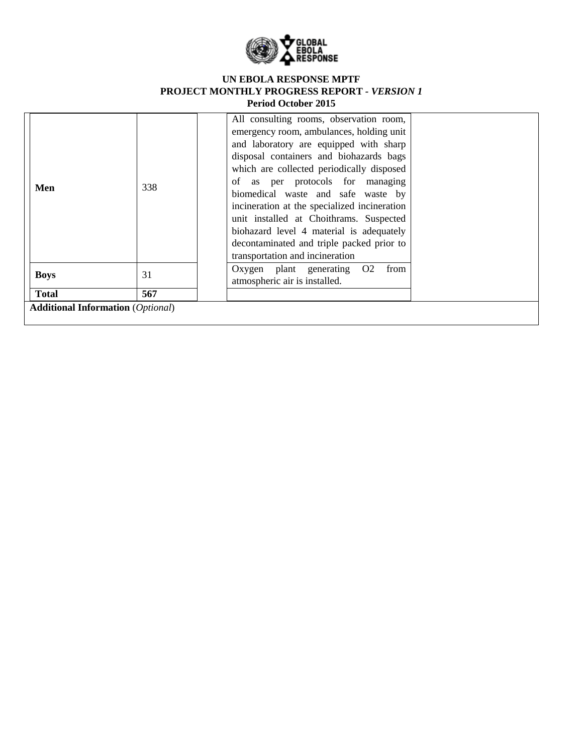**UN EBOLA RESPONSE MPTF**
**PROJECT MONTHLY PROGRESS REPORT -** ***VERSION 1***
**Period October 2015**

| | | | | |
|---|---|---|---|---|
| **Men** | 338 | | All consulting rooms, observation room, emergency room, ambulances, holding unit and laboratory are equipped with sharp disposal containers and biohazards bags which are collected periodically disposed of as per protocols for managing biomedical waste and safe waste by incineration at the specialized incineration unit installed at Choithrams. Suspected biohazard level 4 material is adequately decontaminated and triple packed prior to transportation and incineration | |
| **Boys** | 31 | | Oxygen plant generating O2 from atmospheric air is installed. | |
| **Total** | **567** | | | |

**Additional Information** (*Optional*)